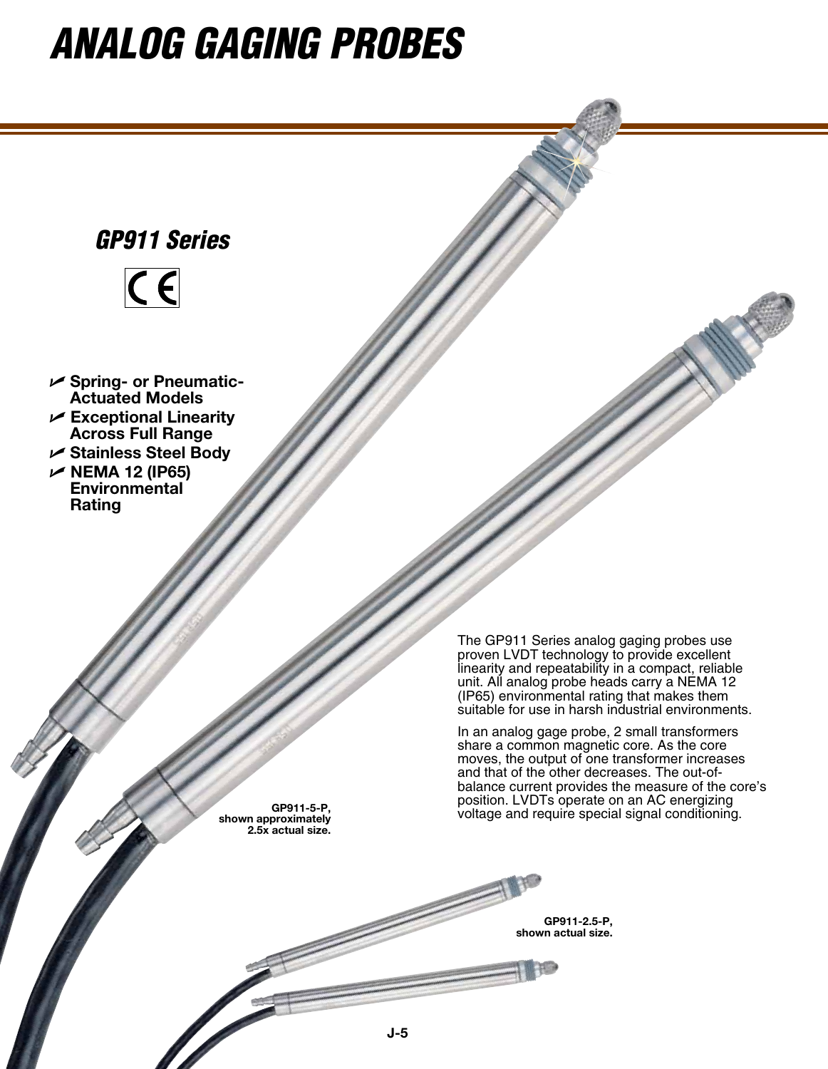# ANALOG GAGING PROBES

## GP911 Series

CE

- **Spring- or Pneumatic-Actuated Models**
- **Exceptional Linearity Across Full Range**
- **Stainless Steel Body**
- **NEMA 12 (IP65) Environmental Rating**

The GP911 Series analog gaging probes use proven LVDT technology to provide excellent linearity and repeatability in a compact, reliable unit. All analog probe heads carry a NEMA 12 (IP65) environmental rating that makes them suitable for use in harsh industrial environments.

In an analog gage probe, 2 small transformers share a common magnetic core. As the core moves, the output of one transformer increases and that of the other decreases. The out-of-balance current provides the measure of the core's position. LVDTs operate on an AC energizing voltage and require special signal conditioning.

**GP911-5-P, shown approximately 2.5x actual size.**

**GP911-2.5-P, shown actual size.**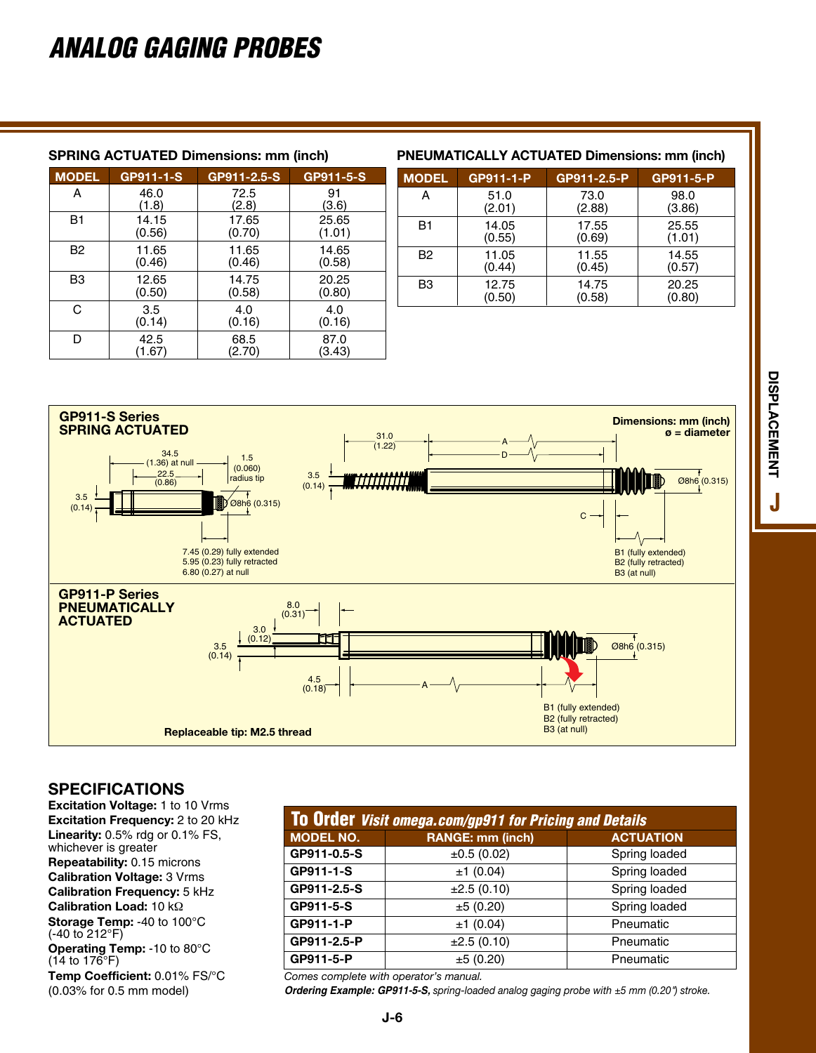# ANALOG GAGING PROBES

**SPRING ACTUATED Dimensions: mm (inch)**

| MODEL | GP911-1-S | GP911-2.5-S | GP911-5-S |
|---|---|---|---|
| A | 46.0 (1.8) | 72.5 (2.8) | 91 (3.6) |
| B1 | 14.15 (0.56) | 17.65 (0.70) | 25.65 (1.01) |
| B2 | 11.65 (0.46) | 11.65 (0.46) | 14.65 (0.58) |
| B3 | 12.65 (0.50) | 14.75 (0.58) | 20.25 (0.80) |
| C | 3.5 (0.14) | 4.0 (0.16) | 4.0 (0.16) |
| D | 42.5 (1.67) | 68.5 (2.70) | 87.0 (3.43) |

**PNEUMATICALLY ACTUATED Dimensions: mm (inch)**

| MODEL | GP911-1-P | GP911-2.5-P | GP911-5-P |
|---|---|---|---|
| A | 51.0 (2.01) | 73.0 (2.88) | 98.0 (3.86) |
| B1 | 14.05 (0.55) | 17.55 (0.69) | 25.55 (1.01) |
| B2 | 11.05 (0.44) | 11.55 (0.45) | 14.55 (0.57) |
| B3 | 12.75 (0.50) | 14.75 (0.58) | 20.25 (0.80) |

**GP911-S Series SPRING ACTUATED**

Dimensions: mm (inch)
ø = diameter

34.5 (1.36) at null
22.5 (0.86)
1.5 (0.060) radius tip
3.5 (0.14)
Ø8h6 (0.315)
7.45 (0.29) fully extended
5.95 (0.23) fully retracted
6.80 (0.27) at null
31.0 (1.22)
A
D
3.5 (0.14)
Ø8h6 (0.315)
C
B1 (fully extended)
B2 (fully retracted)
B3 (at null)

**GP911-P Series PNEUMATICALLY ACTUATED**

8.0 (0.31)
3.0 (0.12)
3.5 (0.14)
Ø8h6 (0.315)
4.5 (0.18)
A
B1 (fully extended)
B2 (fully retracted)
B3 (at null)

**Replaceable tip: M2.5 thread**

## SPECIFICATIONS

**Excitation Voltage:** 1 to 10 Vrms
**Excitation Frequency:** 2 to 20 kHz
**Linearity:** 0.5% rdg or 0.1% FS, whichever is greater
**Repeatability:** 0.15 microns
**Calibration Voltage:** 3 Vrms
**Calibration Frequency:** 5 kHz
**Calibration Load:** 10 kΩ
**Storage Temp:** -40 to 100°C (-40 to 212°F)
**Operating Temp:** -10 to 80°C (14 to 176°F)
**Temp Coefficient:** 0.01% FS/°C (0.03% for 0.5 mm model)

**To Order** *Visit omega.com/gp911 for Pricing and Details*

| MODEL NO. | RANGE: mm (inch) | ACTUATION |
|---|---|---|
| GP911-0.5-S | ±0.5 (0.02) | Spring loaded |
| GP911-1-S | ±1 (0.04) | Spring loaded |
| GP911-2.5-S | ±2.5 (0.10) | Spring loaded |
| GP911-5-S | ±5 (0.20) | Spring loaded |
| GP911-1-P | ±1 (0.04) | Pneumatic |
| GP911-2.5-P | ±2.5 (0.10) | Pneumatic |
| GP911-5-P | ±5 (0.20) | Pneumatic |

*Comes complete with operator's manual.*
***Ordering Example: GP911-5-S,*** *spring-loaded analog gaging probe with ±5 mm (0.20") stroke.*